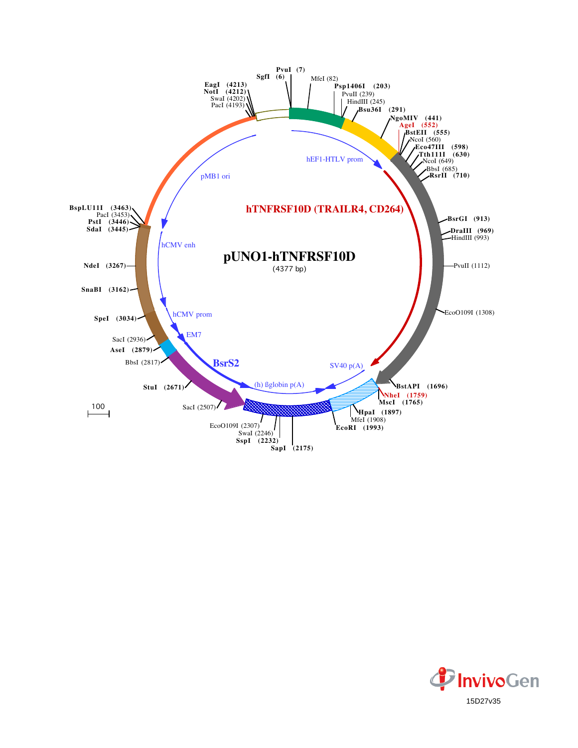# pUNO1-hTNFRSF10D

(4377 bp)

hTNFRSF10D (TRAILR4, CD264)

hEF1-HTLV prom

SV40 p(A)

(h) ßglobin p(A)

BsrS2

EM7

hCMV prom

hCMV enh

pMB1 ori

PvuI (7)
SgfI (6)
MfeI (82)
Psp1406I (203)
PvuII (239)
HindIII (245)
Bsu36I (291)
NgoMIV (441)
AgeI (552)
BstEII (555)
NcoI (560)
Eco47III (598)
Tth111I (630)
NcoI (649)
BbsI (685)
RsrII (710)
BsrGI (913)
DraIII (969)
HindIII (993)
PvuII (1112)
EcoO109I (1308)
BstAPI (1696)
NheI (1759)
MscI (1765)
HpaI (1897)
MfeI (1908)
EcoRI (1993)
SapI (2175)
SspI (2232)
SwaI (2246)
EcoO109I (2307)
SacI (2507)
StuI (2671)
BbsI (2817)
AseI (2879)
SacI (2936)
SpeI (3034)
SnaBI (3162)
NdeI (3267)
SdaI (3445)
PstI (3446)
PacI (3453)
BspLU11I (3463)
PacI (4193)
SwaI (4202)
NotI (4212)
EagI (4213)

100

InvivoGen

15D27v35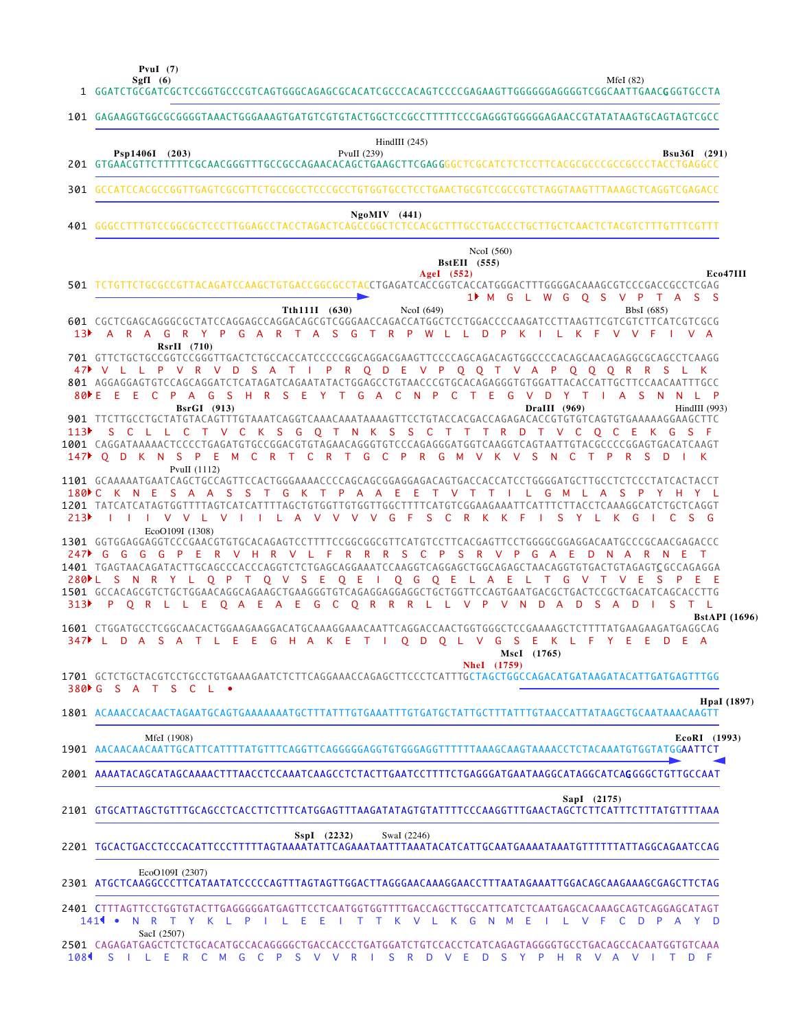```
                PvuI (7)
                SgfI (6)                                                                            MfeI (82)
1    GGATCTGCGATCGCTCCGGTGCCCGTCAGTGGGCAGAGCGCACATCGCCCACAGTCCCCGAGAAGTTGGGGGGAGGGGTCGGCAATTGAACGGGTGCCTA

101  GAGAAGGTGGCGCGGGGTAAACTGGGAAAGTGATGTCGTGTACTGGCTCCGCCTTTTTCCCGAGGGTGGGGGAGAACCGTATATAAGTGCAGTAGTCGCC

                                                        HindIII (245)
     Psp1406I (203)                     PvuII (239)                                               Bsu36I (291)
201  GTGAACGTTCTTTTTCGCAACGGGTTTGCCGCCAGAACACAGCTGAAGCTTCGAGGGGCTCGCATCTCTCCTTCACGCGCCCGCCGCCCTACCTGAGGCC

301  GCCATCCACGCCGGTTGAGTCGCGTTCTGCCGCCTCCCGCCTGTGGTGCCTCCTGAACTGCGTCCGCCGTCTAGGTAAGTTTAAAGCTCAGGTCGAGACC

                                            NgoMIV (441)
401  GGGCCTTTGTCCGGCGCTCCCTTGGAGCCTACCTAGACTCAGCCGGCTCTCCACGCTTTGCCTGACCCTGCTTGCTCAACTCTACGTCTTTGTTTCGTTT

                                                                NcoI (560)
                                                          BstEII (555)
                                                       AgeI (552)                                   Eco47III
501  TCTGTTCTGCGCCGTTACAGATCCAAGCTGTGACCGGCGCCTACCTGAGATCACCGGTCACCATGGGACTTTGGGGACAAAGCGTCCCGACCGCCTCGAG
                                                                   1▸ M  G  L  W  G  Q  S  V  P  T  A  S  S
                                   Tth111I (630)           NcoI (649)                         BbsI (685)
601  CGCTCGAGCAGGGCGCTATCCAGGAGCCAGGACAGCGTCGGGAACCAGACCATGGCTCCTGGACCCCAAGATCCTTAAGTTCGTCGTCTTCATCGTCGCG
 13▸  A  R  A  G  R  Y  P  G  A  R  T  A  S  G  T  R  P  W  L  L  D  P  K  I  L  K  F  V  V  F  I  V  A
               RsrII (710)
701  GTTCTGCTGCCGGTCCGGGTTGACTCTGCCACCATCCCCCGGCAGGACGAAGTTCCCCAGCAGACAGTGGCCCCACAGCAACAGAGGCGCAGCCTCAAGG
 47▸  V  L  L  P  V  R  V  D  S  A  T  I  P  R  Q  D  E  V  P  Q  Q  T  V  A  P  Q  Q  Q  R  R  S  L  K
801  AGGAGGAGTGTCCAGCAGGATCTCATAGATCAGAATATACTGGAGCCTGTAACCCGTGCACAGAGGGTGTGGATTACACCATTGCTTCCAACAATTTGCC
 80▸E  E  E  C  P  A  G  S  H  R  S  E  Y  T  G  A  C  N  P  C  T  E  G  V  D  Y  T  I  A  S  N  N  L  P
               BsrGI (913)                                            DraIII (969)            HindIII (993)
901  TTCTTGCCTGCTATGTACAGTTTGTAAATCAGGTCAAACAAATAAAAGTTCCTGTACCACGACCAGAGACACCGTGTGTCAGTGTGAAAAAGGAAGCTTC
113▸  S  C  L  L  C  T  V  C  K  S  G  Q  T  N  K  S  S  C  T  T  T  R  D  T  V  C  Q  C  E  K  G  S  F
1001 CAGGATAAAAACTCCCCTGAGATGTGCCGGACGTGTAGAACAGGGTGTCCCAGAGGGATGGTCAAGGTCAGTAATTGTACGCCCCGGAGTGACATCAAGT
147▸  Q  D  K  N  S  P  E  M  C  R  T  C  R  T  G  C  P  R  G  M  V  K  V  S  N  C  T  P  R  S  D  I  K
               PvuII (1112)
1101 GCAAAAATGAATCAGCTGCCAGTTCCACTGGGAAAACCCCAGCAGCGGAGGAGACAGTGACCACCATCCTGGGGATGCTTGCCTCTCCCTATCACTACCT
180▸C  K  N  E  S  A  A  S  S  T  G  K  T  P  A  A  E  E  T  V  T  T  I  L  G  M  L  A  S  P  Y  H  Y  L
1201 TATCATCATAGTGGTTTTAGTCATCATTTTAGCTGTGGTTGTGGTTGGCTTTTCATGTCGGAAGAAATTCATTTCTTACCTCAAAGGCATCTGCTCAGGT
213▸  I  I  I  V  V  L  V  I  I  L  A  V  V  V  V  G  F  S  C  R  K  K  F  I  S  Y  L  K  G  I  C  S  G
               EcoO109I (1308)
1301 GGTGGAGGAGGTCCCGAACGTGTGCACAGAGTCCTTTTCCGGCGGCGTTCATGTCCTTCACGAGTTCCTGGGGCGGAGGACAATGCCCGCAACGAGACCC
247▸  G  G  G  G  P  E  R  V  H  R  V  L  F  R  R  R  S  C  P  S  R  V  P  G  A  E  D  N  A  R  N  E  T
1401 TGAGTAACAGATACTTGCAGCCCACCCAGGTCTCTGAGCAGGAAATCCAAGGTCAGGAGCTGGCAGAGCTAACAGGTGTGACTGTAGAGTCGCCAGAGGA
280▸L  S  N  R  Y  L  Q  P  T  Q  V  S  E  Q  E  I  Q  G  Q  E  L  A  E  L  T  G  V  T  V  E  S  P  E  E
1501 GCCACAGCGTCTGCTGGAACAGGCAGAAGCTGAAGGGTGTCAGAGGAGGAGGCTGCTGGTTCCAGTGAATGACGCTGACTCCGCTGACATCAGCACCTTG
313▸  P  Q  R  L  L  E  Q  A  E  A  E  G  C  Q  R  R  R  L  L  V  P  V  N  D  A  D  S  A  D  I  S  T  L
                                                                                            BstAPI (1696)
1601 CTGGATGCCTCGGCAACACTGGAAGAAGGACATGCAAAGGAAACAATTCAGGACCAACTGGTGGGCTCCGAAAAGCTCTTTTATGAAGAAGATGAGGCAG
347▸  L  D  A  S  A  T  L  E  E  G  H  A  K  E  T  I  Q  D  Q  L  V  G  S  E  K  L  F  Y  E  E  D  E  A
                                                                                   MscI (1765)
                                                                          NheI (1759)
1701 GCTCTGCTACGTCCTGCCTGTGAAAGAATCTCTTCAGGAAACCAGAGCTTCCCTCATTTGCTAGCTGGCCAGACATGATAAGATACATTGATGAGTTTGG
380▸G  S  A  T  S  C  L  •
                                                                                               HpaI (1897)
1801 ACAAACCACAACTAGAATGCAGTGAAAAAAATGCTTTATTTGTGAAATTTGTGATGCTATTGCTTTATTTGTAACCATTATAAGCTGCAATAAACAAGTT

               MfeI (1908)                                                                   EcoRI (1993)
1901 AACAACAACAATTGCATTCATTTTATGTTTCAGGTTCAGGGGGAGGTGTGGGAGGTTTTTTAAAGCAAGTAAAACCTCTACAAATGTGGTATGGAATTCT

2001 AAAATACAGCATAGCAAAACTTTAACCTCCAAATCAAGCCTCTACTTGAATCCTTTTCTGAGGGATGAATAAGGCATAGGCATCAGGGGCTGTTGCCAAT

                                                                                     SapI (2175)
2101 GTGCATTAGCTGTTTGCAGCCTCACCTTCTTTCATGGAGTTTAAGATATAGTGTATTTTCCCAAGGTTTGAACTAGCTCTTCATTTCTTTATGTTTTAAA

                                          SspI (2232)       SwaI (2246)
2201 TGCACTGACCTCCCACATTCCCTTTTTAGTAAAATATTCAGAAATAATTTAAATACATCATTGCAATGAAAATAAATGTTTTTTATTAGGCAGAATCCAG

               EcoO109I (2307)
2301 ATGCTCAAGGCCCCTTCATAATATCCCCCAGTTTAGTAGTTGGACTTAGGGAACAAAGGAACCTTTAATAGAAATTGGACAGCAAGAAAGCGAGCTTCTAG

2401 CTTTAGTTCCTGGTGTACTTGAGGGGGATGAGTTCCTCAATGGTGGTTTTGACCAGCTTGCCATTCATCTCAATGAGCACAAAGCAGTCAGGAGCATAGT
 141◂ •  N  R  T  Y  K  L  P  I  L  E  E  I  T  T  K  V  L  K  G  N  M  E  I  L  V  F  C  D  P  A  Y  D
               SacI (2507)
2501 CAGAGATGAGCTCTCTGCACATGCCACAGGGGCTGACCACCCTGATGGATCTGTCCACCTCATCAGAGTAGGGGTGCCTGACAGCCACAATGGTGTCAAA
 108◂  S  I  L  E  R  C  M  G  C  P  S  V  V  R  I  S  R  D  V  E  D  S  Y  P  H  R  V  A  V  I  T  D  F
```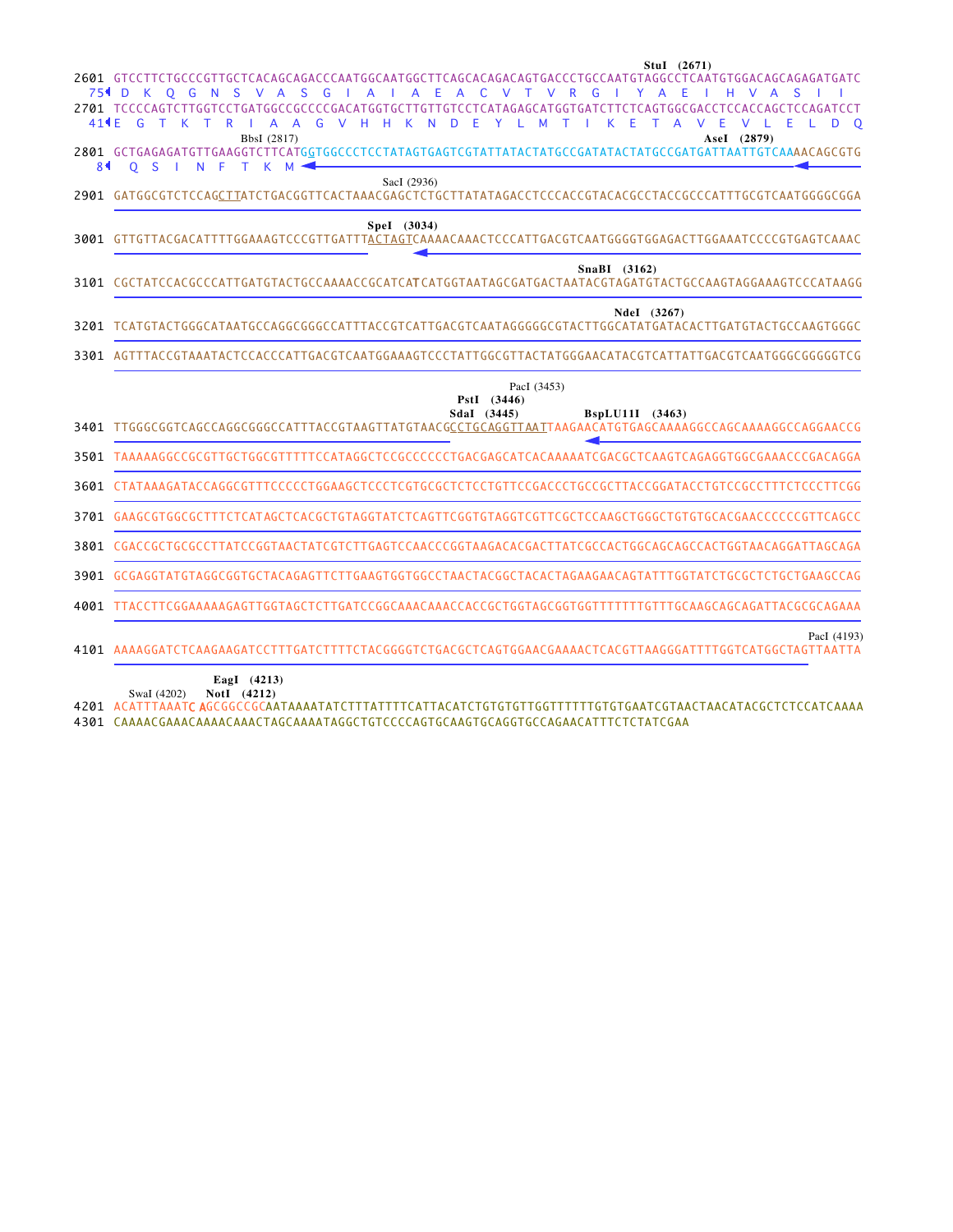```
                                                                                  StuI  (2671)
2601 GTCCTTCTGCCCGTTGCTCACAGCAGACCCAATGGCAATGGCTTCAGCACAGACAGTGACCCTGCCAATGTAGGCCTCAATGTGGACAGCAGAGATGATC
 75◄ D  K  Q  G  N  S  V  A  S  G  I  A  I  A  E  A  C  V  T  V  R  G  I  Y  A  E  I  H  V  A  S  I  I
2701 TCCCCAGTCTTGGTCCTGATGGCCGCCCCGACATGGTGCTTGTTGTCCTCATAGAGCATGGTGATCTTCTCAGTGGCGACCTCCACCAGCTCCAGATCCT
 41◄E  G  T  K  T  R  I  A  A  G  V  H  H  K  N  D  E  Y  L  M  T  I  K  E  T  A  V  E  V  L  E  L  D  Q
              BbsI (2817)                                                                AseI  (2879)
2801 GCTGAGAGATGTTGAAGGTCTTCATGGTGGCCCTCCTATAGTGAGTCGTATTATACTATGCCGATATACTATGCCGATGATTAATTGTCAAAACAGCGTG
  8◄  Q  S  I  N  F  T  K  M
                                         SacI (2936)
2901 GATGGCGTCTCCAGCTTATCTGACGGTTCACTAAACGAGCTCTGCTTATATAGACCTCCCACCGTACACGCCTACCGCCCATTTGCGTCAATGGGGCGGA
                                          SpeI  (3034)
3001 GTTGTTACGACATTTTGGAAAGTCCCGTTGATTTACTAGTCAAAACAAACTCCCATTGACGTCAATGGGGTGGAGACTTGGAAATCCCCGTGAGTCAAAC
                                                                        SnaBI  (3162)
3101 CGCTATCCACGCCCATTGATGTACTGCCAAAACCGCATCATCATGGTAATAGCGATGACTAATACGTAGATGTACTGCCAAGTAGGAAAGTCCCATAAGG
                                                                           NdeI  (3267)
3201 TCATGTACTGGGCATAATGCCAGGCGGGCCATTTACCGTCATTGACGTCAATAGGGGGCGTACTTGGCATATGATACACTTGATGTACTGCCAAGTGGGC
3301 AGTTTACCGTAAATACTCCACCCATTGACGTCAATGGAAAGTCCCTATTGGCGTTACTATGGGAACATACGTCATTATTGACGTCAATGGGCGGGGGTCG
                                                              PacI (3453)
                                                        PstI  (3446)
                                                       SdaI  (3445)           BspLU11I  (3463)
3401 TTGGGCGGTCAGCCAGGCGGGCCATTTACCGTAAGTTATGTAACGCCTGCAGGTTAATTAAGAACATGTGAGCAAAAGGCCAGCAAAAGGCCAGGAACCG
3501 TAAAAAGGCCGCGTTGCTGGCGTTTTTCCATAGGCTCCGCCCCCCTGACGAGCATCACAAAAATCGACGCTCAAGTCAGAGGTGGCGAAACCCGACAGGA
3601 CTATAAAGATACCAGGCGTTTCCCCCTGGAAGCTCCCTCGTGCGCTCTCCTGTTCCGACCCTGCCGCTTACCGGATACCTGTCCGCCTTTCTCCCTTCGG
3701 GAAGCGTGGCGCTTTCTCATAGCTCACGCTGTAGGTATCTCAGTTCGGTGTAGGTCGTTCGCTCCAAGCTGGGCTGTGTGCACGAACCCCCCGTTCAGCC
3801 CGACCGCTGCGCCTTATCCGGTAACTATCGTCTTGAGTCCAACCCGGTAAGACACGACTTATCGCCACTGGCAGCAGCCACTGGTAACAGGATTAGCAGA
3901 GCGAGGTATGTAGGCGGTGCTACAGAGTTCTTGAAGTGGTGGCCTAACTACGGCTACACTAGAAGAACAGTATTTGGTATCTGCGCTCTGCTGAAGCCAG
4001 TTACCTTCGGAAAAAGAGTTGGTAGCTCTTGATCCGGCAAACAAACCACCGCTGGTAGCGGTGGTTTTTTTGTTTGCAAGCAGCAGATTACGCGCAGAAA
                                                                                                PacI (4193)
4101 AAAAGGATCTCAAGAGATCCTTTGATCTTTTCTACGGGGTCTGACGCTCAGTGGAACGAAAACTCACGTTAAGGGATTTTGGTCATGGCTAGTTAATTA
              EagI  (4213)
    SwaI (4202)   NotI  (4212)
4201 ACATTTAAATCAGCGGCCGCAATAAAATATCTTTATTTTCATTACATCTGTGTGTTGGTTTTTTGTGTGAATCGTAACTAACATACGCTCTCCATCAAAA
4301 CAAAACGAAACAAAACAAACTAGCAAAATAGGCTGTCCCCAGTGCAAGTGCAGGTGCCAGAACATTTCTCTATCGAA
```